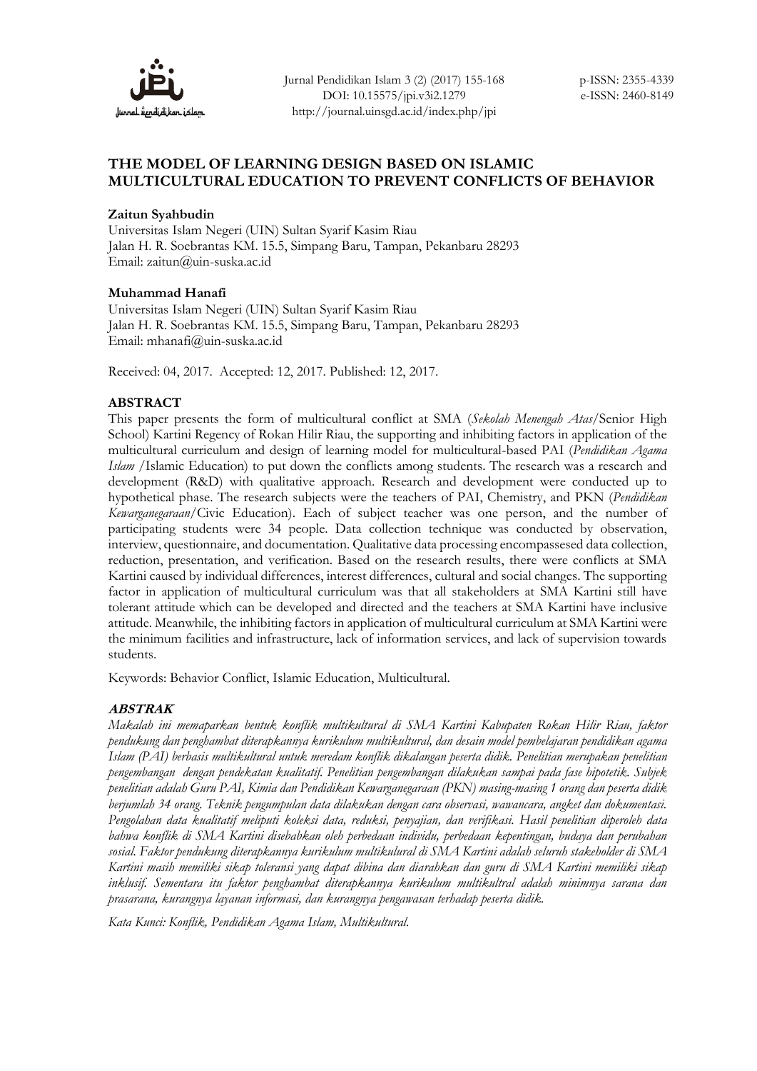# THE MODEL OF LEARNING DESIGN BASED ON ISLAMIC MULTICULTURAL EDUCATION TO PREVENT CONFLICTS OF BEHAVIOR

**Zaitun Syahbudin**
Universitas Islam Negeri (UIN) Sultan Syarif Kasim Riau
Jalan H. R. Soebrantas KM. 15.5, Simpang Baru, Tampan, Pekanbaru 28293
Email: zaitun@uin-suska.ac.id

**Muhammad Hanafi**
Universitas Islam Negeri (UIN) Sultan Syarif Kasim Riau
Jalan H. R. Soebrantas KM. 15.5, Simpang Baru, Tampan, Pekanbaru 28293
Email: mhanafi@uin-suska.ac.id

Received: 04, 2017. Accepted: 12, 2017. Published: 12, 2017.

## ABSTRACT

This paper presents the form of multicultural conflict at SMA (*Sekolah Menengah Atas*/Senior High School) Kartini Regency of Rokan Hilir Riau, the supporting and inhibiting factors in application of the multicultural curriculum and design of learning model for multicultural-based PAI (*Pendidikan Agama Islam* /Islamic Education) to put down the conflicts among students. The research was a research and development (R&D) with qualitative approach. Research and development were conducted up to hypothetical phase. The research subjects were the teachers of PAI, Chemistry, and PKN (*Pendidikan Kewarganegaraan*/Civic Education). Each of subject teacher was one person, and the number of participating students were 34 people. Data collection technique was conducted by observation, interview, questionnaire, and documentation. Qualitative data processing encompassesed data collection, reduction, presentation, and verification. Based on the research results, there were conflicts at SMA Kartini caused by individual differences, interest differences, cultural and social changes. The supporting factor in application of multicultural curriculum was that all stakeholders at SMA Kartini still have tolerant attitude which can be developed and directed and the teachers at SMA Kartini have inclusive attitude. Meanwhile, the inhibiting factors in application of multicultural curriculum at SMA Kartini were the minimum facilities and infrastructure, lack of information services, and lack of supervision towards students.

Keywords: Behavior Conflict, Islamic Education, Multicultural.

## *ABSTRAK*

*Makalah ini memaparkan bentuk konflik multikultural di SMA Kartini Kabupaten Rokan Hilir Riau, faktor pendukung dan penghambat diterapkannya kurikulum multikultural, dan desain model pembelajaran pendidikan agama Islam (PAI) berbasis multikultural untuk meredam konflik dikalangan peserta didik. Penelitian merupakan penelitian pengembangan dengan pendekatan kualitatif. Penelitian pengembangan dilakukan sampai pada fase hipotetik. Subjek penelitian adalah Guru PAI, Kimia dan Pendidikan Kewarganegaraan (PKN) masing-masing 1 orang dan peserta didik berjumlah 34 orang. Teknik pengumpulan data dilakukan dengan cara observasi, wawancara, angket dan dokumentasi. Pengolahan data kualitatif meliputi koleksi data, reduksi, penyajian, dan verifikasi. Hasil penelitian diperoleh data bahwa konflik di SMA Kartini disebabkan oleh perbedaan individu, perbedaan kepentingan, budaya dan perubahan sosial. Faktor pendukung diterapkannya kurikulum multikulural di SMA Kartini adalah seluruh stakeholder di SMA Kartini masih memiliki sikap toleransi yang dapat dibina dan diarahkan dan guru di SMA Kartini memiliki sikap inklusif. Sementara itu faktor penghambat diterapkannya kurikulum multikultral adalah minimnya sarana dan prasarana, kurangnya layanan informasi, dan kurangnya pengawasan terhadap peserta didik.*

*Kata Kunci: Konflik, Pendidikan Agama Islam, Multikultural.*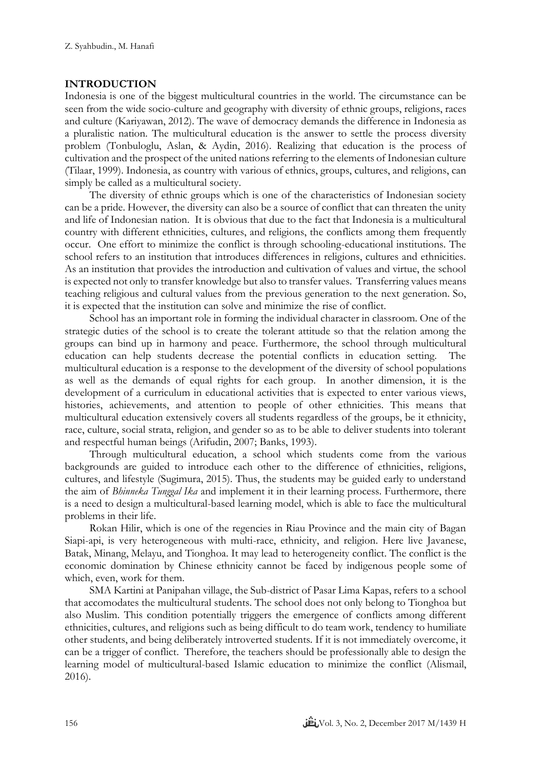## INTRODUCTION

Indonesia is one of the biggest multicultural countries in the world. The circumstance can be seen from the wide socio-culture and geography with diversity of ethnic groups, religions, races and culture (Kariyawan, 2012). The wave of democracy demands the difference in Indonesia as a pluralistic nation. The multicultural education is the answer to settle the process diversity problem (Tonbuloglu, Aslan, & Aydin, 2016). Realizing that education is the process of cultivation and the prospect of the united nations referring to the elements of Indonesian culture (Tilaar, 1999). Indonesia, as country with various of ethnics, groups, cultures, and religions, can simply be called as a multicultural society.

The diversity of ethnic groups which is one of the characteristics of Indonesian society can be a pride. However, the diversity can also be a source of conflict that can threaten the unity and life of Indonesian nation. It is obvious that due to the fact that Indonesia is a multicultural country with different ethnicities, cultures, and religions, the conflicts among them frequently occur. One effort to minimize the conflict is through schooling-educational institutions. The school refers to an institution that introduces differences in religions, cultures and ethnicities. As an institution that provides the introduction and cultivation of values and virtue, the school is expected not only to transfer knowledge but also to transfer values. Transferring values means teaching religious and cultural values from the previous generation to the next generation. So, it is expected that the institution can solve and minimize the rise of conflict.

School has an important role in forming the individual character in classroom. One of the strategic duties of the school is to create the tolerant attitude so that the relation among the groups can bind up in harmony and peace. Furthermore, the school through multicultural education can help students decrease the potential conflicts in education setting. The multicultural education is a response to the development of the diversity of school populations as well as the demands of equal rights for each group. In another dimension, it is the development of a curriculum in educational activities that is expected to enter various views, histories, achievements, and attention to people of other ethnicities. This means that multicultural education extensively covers all students regardless of the groups, be it ethnicity, race, culture, social strata, religion, and gender so as to be able to deliver students into tolerant and respectful human beings (Arifudin, 2007; Banks, 1993).

Through multicultural education, a school which students come from the various backgrounds are guided to introduce each other to the difference of ethnicities, religions, cultures, and lifestyle (Sugimura, 2015). Thus, the students may be guided early to understand the aim of *Bhinneka Tunggal Ika* and implement it in their learning process. Furthermore, there is a need to design a multicultural-based learning model, which is able to face the multicultural problems in their life.

Rokan Hilir, which is one of the regencies in Riau Province and the main city of Bagan Siapi-api, is very heterogeneous with multi-race, ethnicity, and religion. Here live Javanese, Batak, Minang, Melayu, and Tionghoa. It may lead to heterogeneity conflict. The conflict is the economic domination by Chinese ethnicity cannot be faced by indigenous people some of which, even, work for them.

SMA Kartini at Panipahan village, the Sub-district of Pasar Lima Kapas, refers to a school that accomodates the multicultural students. The school does not only belong to Tionghoa but also Muslim. This condition potentially triggers the emergence of conflicts among different ethnicities, cultures, and religions such as being difficult to do team work, tendency to humiliate other students, and being deliberately introverted students. If it is not immediately overcome, it can be a trigger of conflict. Therefore, the teachers should be professionally able to design the learning model of multicultural-based Islamic education to minimize the conflict (Alismail, 2016).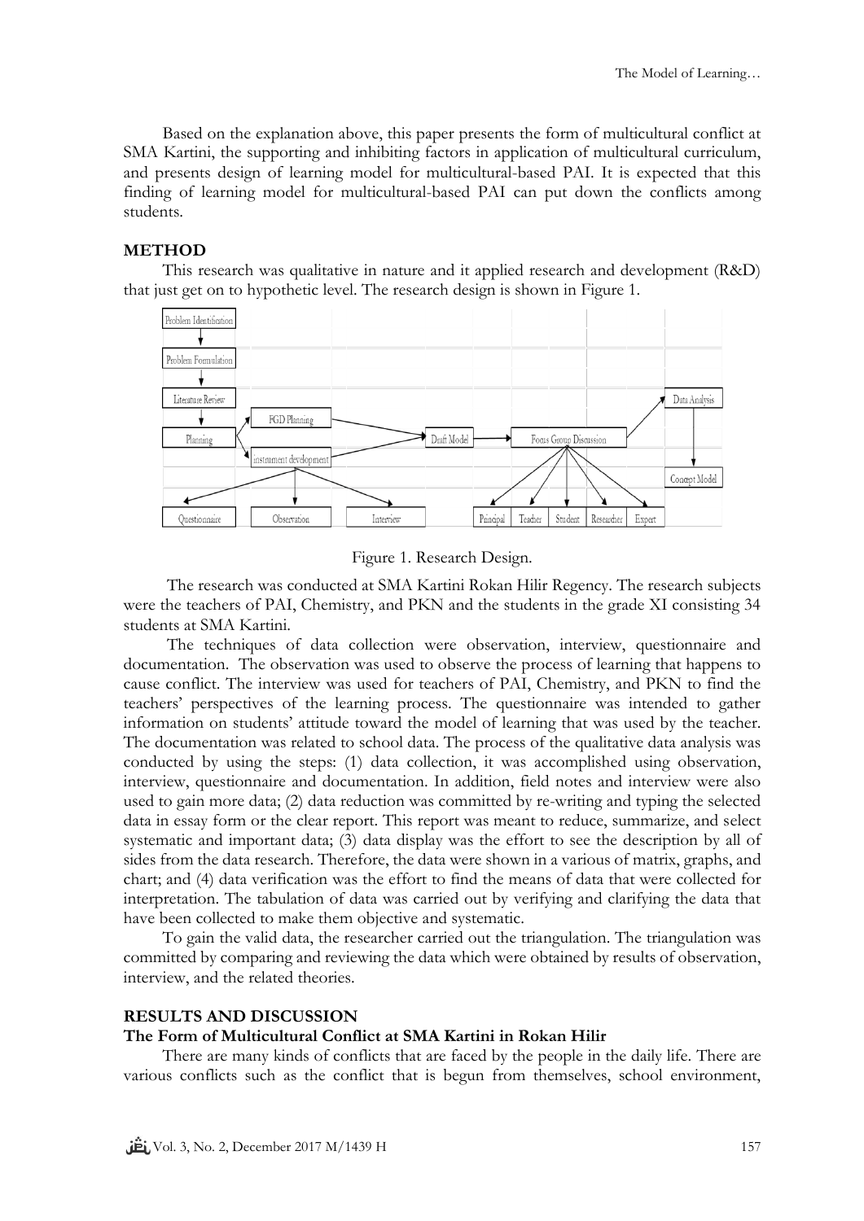Based on the explanation above, this paper presents the form of multicultural conflict at SMA Kartini, the supporting and inhibiting factors in application of multicultural curriculum, and presents design of learning model for multicultural-based PAI. It is expected that this finding of learning model for multicultural-based PAI can put down the conflicts among students.

## METHOD

This research was qualitative in nature and it applied research and development (R&D) that just get on to hypothetic level. The research design is shown in Figure 1.

Figure 1. Research Design.

The research was conducted at SMA Kartini Rokan Hilir Regency. The research subjects were the teachers of PAI, Chemistry, and PKN and the students in the grade XI consisting 34 students at SMA Kartini.

The techniques of data collection were observation, interview, questionnaire and documentation. The observation was used to observe the process of learning that happens to cause conflict. The interview was used for teachers of PAI, Chemistry, and PKN to find the teachers' perspectives of the learning process. The questionnaire was intended to gather information on students' attitude toward the model of learning that was used by the teacher. The documentation was related to school data. The process of the qualitative data analysis was conducted by using the steps: (1) data collection, it was accomplished using observation, interview, questionnaire and documentation. In addition, field notes and interview were also used to gain more data; (2) data reduction was committed by re-writing and typing the selected data in essay form or the clear report. This report was meant to reduce, summarize, and select systematic and important data; (3) data display was the effort to see the description by all of sides from the data research. Therefore, the data were shown in a various of matrix, graphs, and chart; and (4) data verification was the effort to find the means of data that were collected for interpretation. The tabulation of data was carried out by verifying and clarifying the data that have been collected to make them objective and systematic.

To gain the valid data, the researcher carried out the triangulation. The triangulation was committed by comparing and reviewing the data which were obtained by results of observation, interview, and the related theories.

## RESULTS AND DISCUSSION

### The Form of Multicultural Conflict at SMA Kartini in Rokan Hilir

There are many kinds of conflicts that are faced by the people in the daily life. There are various conflicts such as the conflict that is begun from themselves, school environment,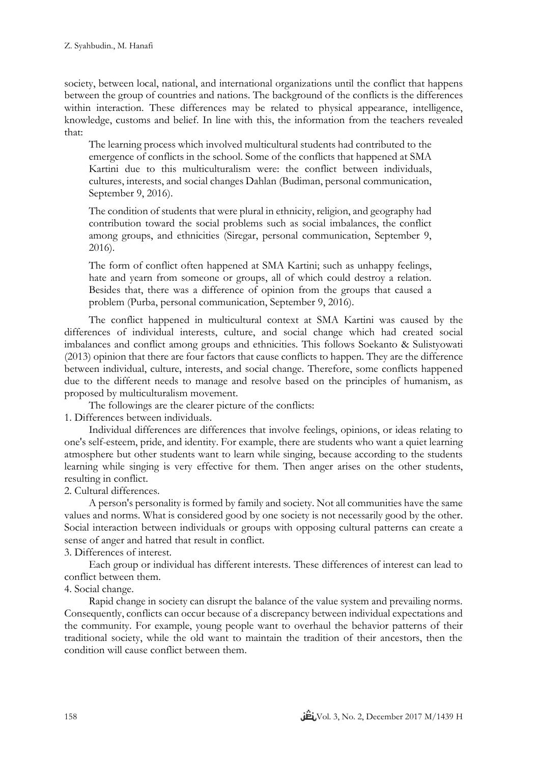society, between local, national, and international organizations until the conflict that happens between the group of countries and nations. The background of the conflicts is the differences within interaction. These differences may be related to physical appearance, intelligence, knowledge, customs and belief. In line with this, the information from the teachers revealed that:

> The learning process which involved multicultural students had contributed to the emergence of conflicts in the school. Some of the conflicts that happened at SMA Kartini due to this multiculturalism were: the conflict between individuals, cultures, interests, and social changes Dahlan (Budiman, personal communication, September 9, 2016).

> The condition of students that were plural in ethnicity, religion, and geography had contribution toward the social problems such as social imbalances, the conflict among groups, and ethnicities (Siregar, personal communication, September 9, 2016).

> The form of conflict often happened at SMA Kartini; such as unhappy feelings, hate and yearn from someone or groups, all of which could destroy a relation. Besides that, there was a difference of opinion from the groups that caused a problem (Purba, personal communication, September 9, 2016).

The conflict happened in multicultural context at SMA Kartini was caused by the differences of individual interests, culture, and social change which had created social imbalances and conflict among groups and ethnicities. This follows Soekanto & Sulistyowati (2013) opinion that there are four factors that cause conflicts to happen. They are the difference between individual, culture, interests, and social change. Therefore, some conflicts happened due to the different needs to manage and resolve based on the principles of humanism, as proposed by multiculturalism movement.

The followings are the clearer picture of the conflicts:

1. Differences between individuals.

Individual differences are differences that involve feelings, opinions, or ideas relating to one's self-esteem, pride, and identity. For example, there are students who want a quiet learning atmosphere but other students want to learn while singing, because according to the students learning while singing is very effective for them. Then anger arises on the other students, resulting in conflict.

2. Cultural differences.

A person's personality is formed by family and society. Not all communities have the same values and norms. What is considered good by one society is not necessarily good by the other. Social interaction between individuals or groups with opposing cultural patterns can create a sense of anger and hatred that result in conflict.

3. Differences of interest.

Each group or individual has different interests. These differences of interest can lead to conflict between them.

4. Social change.

Rapid change in society can disrupt the balance of the value system and prevailing norms. Consequently, conflicts can occur because of a discrepancy between individual expectations and the community. For example, young people want to overhaul the behavior patterns of their traditional society, while the old want to maintain the tradition of their ancestors, then the condition will cause conflict between them.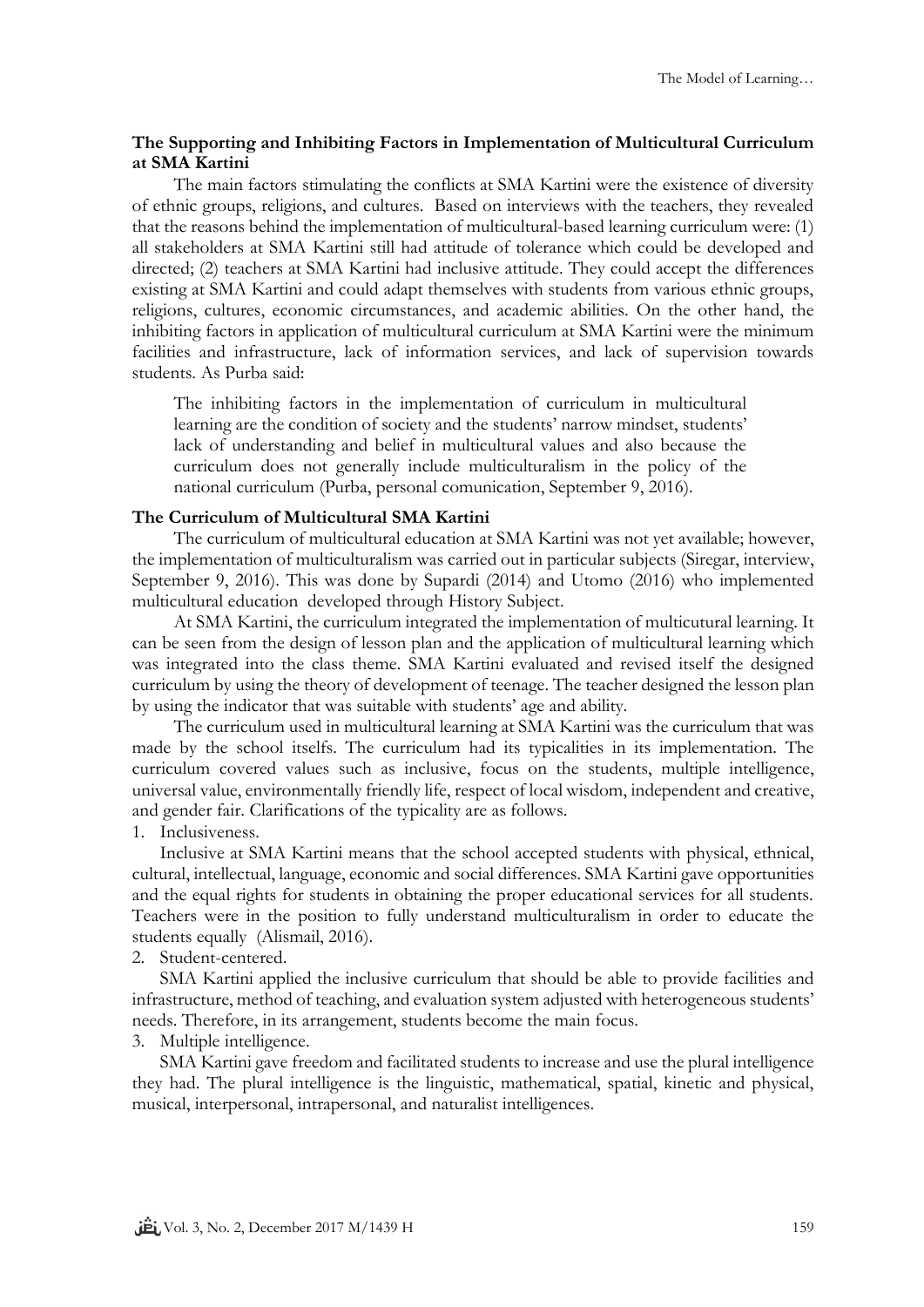### The Supporting and Inhibiting Factors in Implementation of Multicultural Curriculum at SMA Kartini

The main factors stimulating the conflicts at SMA Kartini were the existence of diversity of ethnic groups, religions, and cultures. Based on interviews with the teachers, they revealed that the reasons behind the implementation of multicultural-based learning curriculum were: (1) all stakeholders at SMA Kartini still had attitude of tolerance which could be developed and directed; (2) teachers at SMA Kartini had inclusive attitude. They could accept the differences existing at SMA Kartini and could adapt themselves with students from various ethnic groups, religions, cultures, economic circumstances, and academic abilities. On the other hand, the inhibiting factors in application of multicultural curriculum at SMA Kartini were the minimum facilities and infrastructure, lack of information services, and lack of supervision towards students. As Purba said:

> The inhibiting factors in the implementation of curriculum in multicultural learning are the condition of society and the students' narrow mindset, students' lack of understanding and belief in multicultural values and also because the curriculum does not generally include multiculturalism in the policy of the national curriculum (Purba, personal comunication, September 9, 2016).

### The Curriculum of Multicultural SMA Kartini

The curriculum of multicultural education at SMA Kartini was not yet available; however, the implementation of multiculturalism was carried out in particular subjects (Siregar, interview, September 9, 2016). This was done by Supardi (2014) and Utomo (2016) who implemented multicultural education developed through History Subject.

At SMA Kartini, the curriculum integrated the implementation of multicutural learning. It can be seen from the design of lesson plan and the application of multicultural learning which was integrated into the class theme. SMA Kartini evaluated and revised itself the designed curriculum by using the theory of development of teenage. The teacher designed the lesson plan by using the indicator that was suitable with students' age and ability.

The curriculum used in multicultural learning at SMA Kartini was the curriculum that was made by the school itselfs. The curriculum had its typicalities in its implementation. The curriculum covered values such as inclusive, focus on the students, multiple intelligence, universal value, environmentally friendly life, respect of local wisdom, independent and creative, and gender fair. Clarifications of the typicality are as follows.

1. Inclusiveness.

   Inclusive at SMA Kartini means that the school accepted students with physical, ethnical, cultural, intellectual, language, economic and social differences. SMA Kartini gave opportunities and the equal rights for students in obtaining the proper educational services for all students. Teachers were in the position to fully understand multiculturalism in order to educate the students equally (Alismail, 2016).

2. Student-centered.

   SMA Kartini applied the inclusive curriculum that should be able to provide facilities and infrastructure, method of teaching, and evaluation system adjusted with heterogeneous students' needs. Therefore, in its arrangement, students become the main focus.

3. Multiple intelligence.

   SMA Kartini gave freedom and facilitated students to increase and use the plural intelligence they had. The plural intelligence is the linguistic, mathematical, spatial, kinetic and physical, musical, interpersonal, intrapersonal, and naturalist intelligences.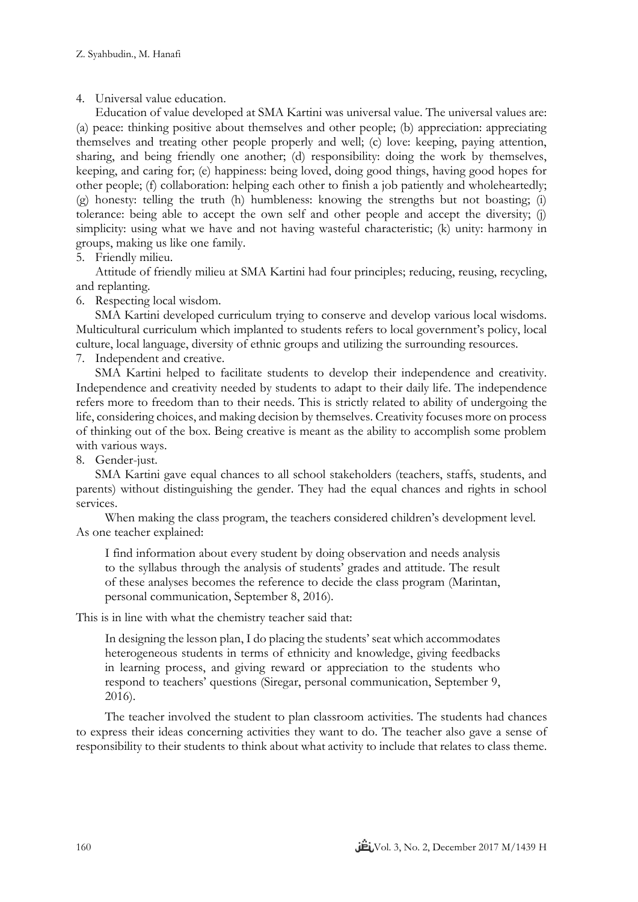4. Universal value education.

   Education of value developed at SMA Kartini was universal value. The universal values are: (a) peace: thinking positive about themselves and other people; (b) appreciation: appreciating themselves and treating other people properly and well; (c) love: keeping, paying attention, sharing, and being friendly one another; (d) responsibility: doing the work by themselves, keeping, and caring for; (e) happiness: being loved, doing good things, having good hopes for other people; (f) collaboration: helping each other to finish a job patiently and wholeheartedly; (g) honesty: telling the truth (h) humbleness: knowing the strengths but not boasting; (i) tolerance: being able to accept the own self and other people and accept the diversity; (j) simplicity: using what we have and not having wasteful characteristic; (k) unity: harmony in groups, making us like one family.

5. Friendly milieu.

   Attitude of friendly milieu at SMA Kartini had four principles; reducing, reusing, recycling, and replanting.

6. Respecting local wisdom.

   SMA Kartini developed curriculum trying to conserve and develop various local wisdoms. Multicultural curriculum which implanted to students refers to local government's policy, local culture, local language, diversity of ethnic groups and utilizing the surrounding resources.

7. Independent and creative.

   SMA Kartini helped to facilitate students to develop their independence and creativity. Independence and creativity needed by students to adapt to their daily life. The independence refers more to freedom than to their needs. This is strictly related to ability of undergoing the life, considering choices, and making decision by themselves. Creativity focuses more on process of thinking out of the box. Being creative is meant as the ability to accomplish some problem with various ways.

8. Gender-just.

   SMA Kartini gave equal chances to all school stakeholders (teachers, staffs, students, and parents) without distinguishing the gender. They had the equal chances and rights in school services.

When making the class program, the teachers considered children's development level. As one teacher explained:

> I find information about every student by doing observation and needs analysis to the syllabus through the analysis of students' grades and attitude. The result of these analyses becomes the reference to decide the class program (Marintan, personal communication, September 8, 2016).

This is in line with what the chemistry teacher said that:

> In designing the lesson plan, I do placing the students' seat which accommodates heterogeneous students in terms of ethnicity and knowledge, giving feedbacks in learning process, and giving reward or appreciation to the students who respond to teachers' questions (Siregar, personal communication, September 9, 2016).

The teacher involved the student to plan classroom activities. The students had chances to express their ideas concerning activities they want to do. The teacher also gave a sense of responsibility to their students to think about what activity to include that relates to class theme.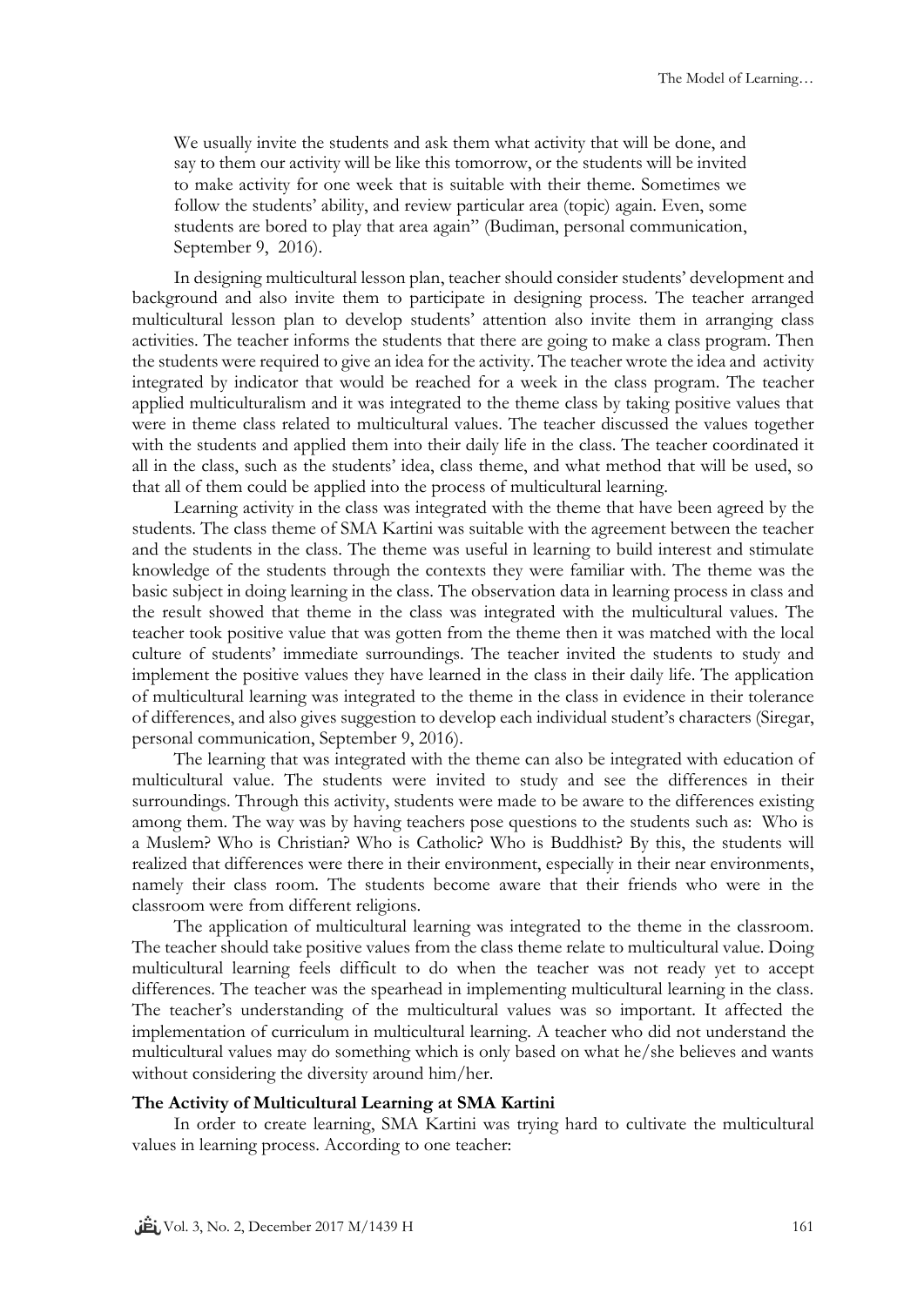> We usually invite the students and ask them what activity that will be done, and say to them our activity will be like this tomorrow, or the students will be invited to make activity for one week that is suitable with their theme. Sometimes we follow the students' ability, and review particular area (topic) again. Even, some students are bored to play that area again" (Budiman, personal communication, September 9, 2016).

In designing multicultural lesson plan, teacher should consider students' development and background and also invite them to participate in designing process. The teacher arranged multicultural lesson plan to develop students' attention also invite them in arranging class activities. The teacher informs the students that there are going to make a class program. Then the students were required to give an idea for the activity. The teacher wrote the idea and activity integrated by indicator that would be reached for a week in the class program. The teacher applied multiculturalism and it was integrated to the theme class by taking positive values that were in theme class related to multicultural values. The teacher discussed the values together with the students and applied them into their daily life in the class. The teacher coordinated it all in the class, such as the students' idea, class theme, and what method that will be used, so that all of them could be applied into the process of multicultural learning.

Learning activity in the class was integrated with the theme that have been agreed by the students. The class theme of SMA Kartini was suitable with the agreement between the teacher and the students in the class. The theme was useful in learning to build interest and stimulate knowledge of the students through the contexts they were familiar with. The theme was the basic subject in doing learning in the class. The observation data in learning process in class and the result showed that theme in the class was integrated with the multicultural values. The teacher took positive value that was gotten from the theme then it was matched with the local culture of students' immediate surroundings. The teacher invited the students to study and implement the positive values they have learned in the class in their daily life. The application of multicultural learning was integrated to the theme in the class in evidence in their tolerance of differences, and also gives suggestion to develop each individual student's characters (Siregar, personal communication, September 9, 2016).

The learning that was integrated with the theme can also be integrated with education of multicultural value. The students were invited to study and see the differences in their surroundings. Through this activity, students were made to be aware to the differences existing among them. The way was by having teachers pose questions to the students such as: Who is a Muslem? Who is Christian? Who is Catholic? Who is Buddhist? By this, the students will realized that differences were there in their environment, especially in their near environments, namely their class room. The students become aware that their friends who were in the classroom were from different religions.

The application of multicultural learning was integrated to the theme in the classroom. The teacher should take positive values from the class theme relate to multicultural value. Doing multicultural learning feels difficult to do when the teacher was not ready yet to accept differences. The teacher was the spearhead in implementing multicultural learning in the class. The teacher's understanding of the multicultural values was so important. It affected the implementation of curriculum in multicultural learning. A teacher who did not understand the multicultural values may do something which is only based on what he/she believes and wants without considering the diversity around him/her.

**The Activity of Multicultural Learning at SMA Kartini**

In order to create learning, SMA Kartini was trying hard to cultivate the multicultural values in learning process. According to one teacher: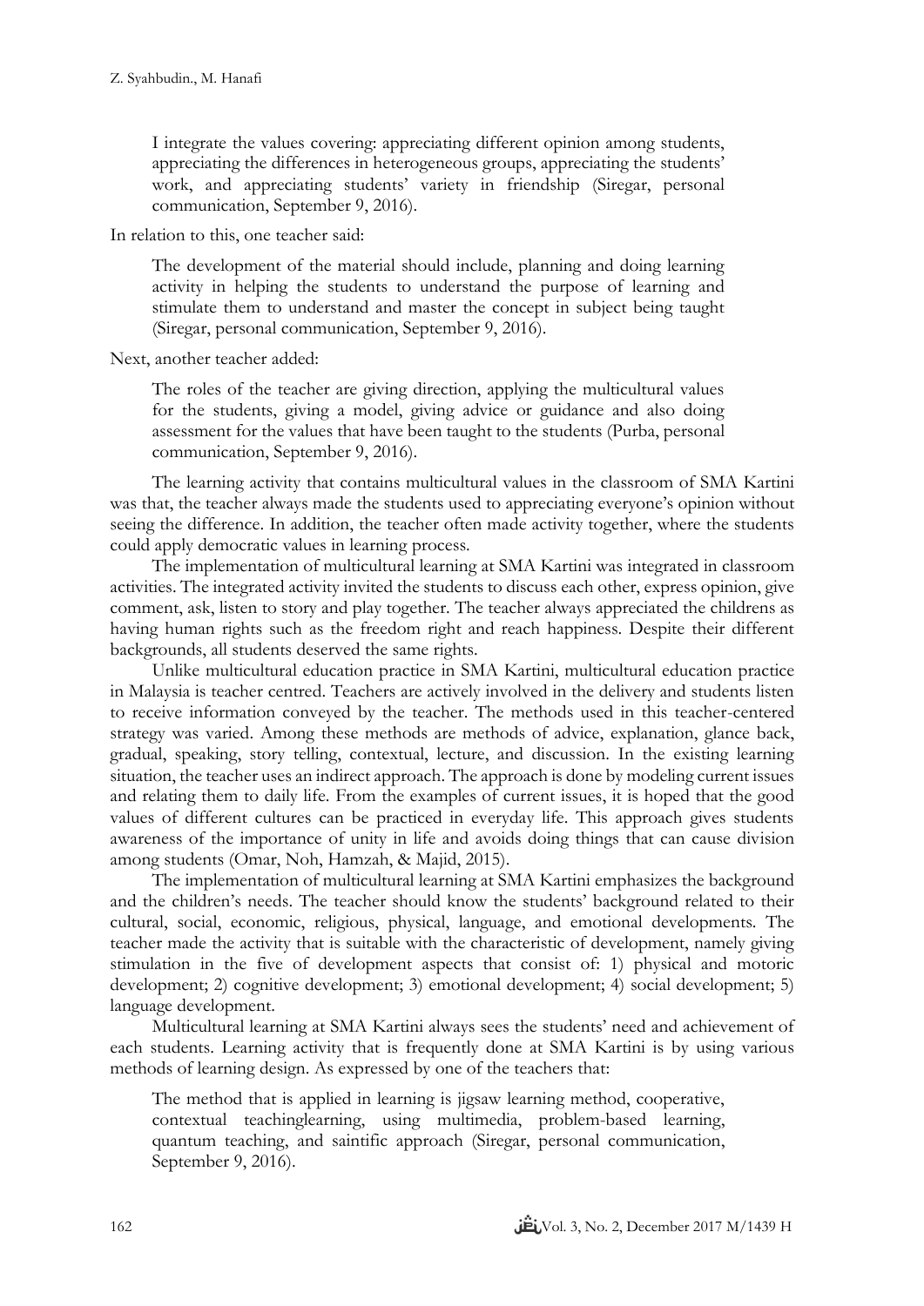> I integrate the values covering: appreciating different opinion among students, appreciating the differences in heterogeneous groups, appreciating the students' work, and appreciating students' variety in friendship (Siregar, personal communication, September 9, 2016).

In relation to this, one teacher said:

> The development of the material should include, planning and doing learning activity in helping the students to understand the purpose of learning and stimulate them to understand and master the concept in subject being taught (Siregar, personal communication, September 9, 2016).

Next, another teacher added:

> The roles of the teacher are giving direction, applying the multicultural values for the students, giving a model, giving advice or guidance and also doing assessment for the values that have been taught to the students (Purba, personal communication, September 9, 2016).

The learning activity that contains multicultural values in the classroom of SMA Kartini was that, the teacher always made the students used to appreciating everyone's opinion without seeing the difference. In addition, the teacher often made activity together, where the students could apply democratic values in learning process.

The implementation of multicultural learning at SMA Kartini was integrated in classroom activities. The integrated activity invited the students to discuss each other, express opinion, give comment, ask, listen to story and play together. The teacher always appreciated the childrens as having human rights such as the freedom right and reach happiness. Despite their different backgrounds, all students deserved the same rights.

Unlike multicultural education practice in SMA Kartini, multicultural education practice in Malaysia is teacher centred. Teachers are actively involved in the delivery and students listen to receive information conveyed by the teacher. The methods used in this teacher-centered strategy was varied. Among these methods are methods of advice, explanation, glance back, gradual, speaking, story telling, contextual, lecture, and discussion. In the existing learning situation, the teacher uses an indirect approach. The approach is done by modeling current issues and relating them to daily life. From the examples of current issues, it is hoped that the good values of different cultures can be practiced in everyday life. This approach gives students awareness of the importance of unity in life and avoids doing things that can cause division among students (Omar, Noh, Hamzah, & Majid, 2015).

The implementation of multicultural learning at SMA Kartini emphasizes the background and the children's needs. The teacher should know the students' background related to their cultural, social, economic, religious, physical, language, and emotional developments. The teacher made the activity that is suitable with the characteristic of development, namely giving stimulation in the five of development aspects that consist of: 1) physical and motoric development; 2) cognitive development; 3) emotional development; 4) social development; 5) language development.

Multicultural learning at SMA Kartini always sees the students' need and achievement of each students. Learning activity that is frequently done at SMA Kartini is by using various methods of learning design. As expressed by one of the teachers that:

> The method that is applied in learning is jigsaw learning method, cooperative, contextual teachinglearning, using multimedia, problem-based learning, quantum teaching, and saintific approach (Siregar, personal communication, September 9, 2016).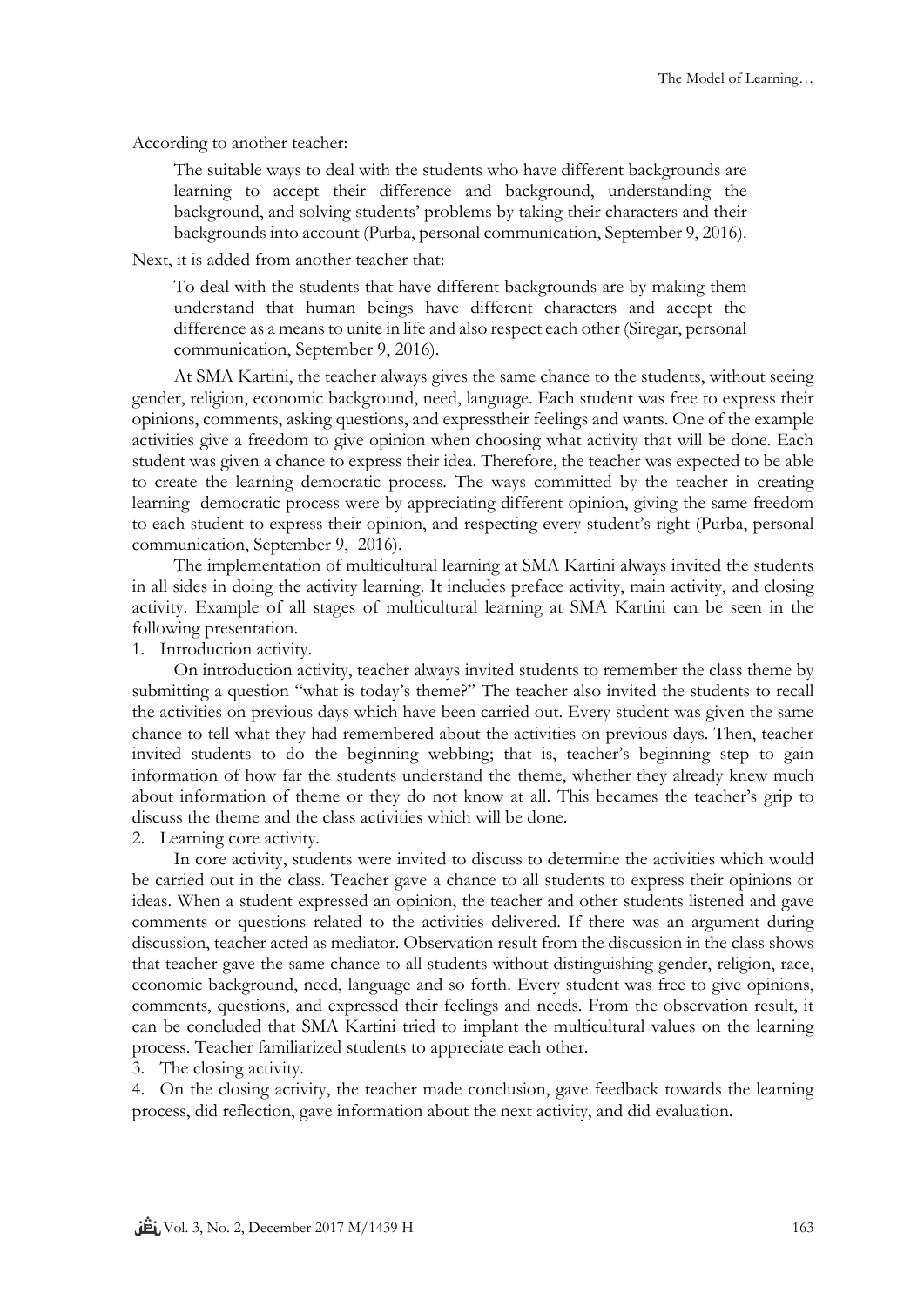According to another teacher:

> The suitable ways to deal with the students who have different backgrounds are learning to accept their difference and background, understanding the background, and solving students' problems by taking their characters and their backgrounds into account (Purba, personal communication, September 9, 2016).

Next, it is added from another teacher that:

> To deal with the students that have different backgrounds are by making them understand that human beings have different characters and accept the difference as a means to unite in life and also respect each other (Siregar, personal communication, September 9, 2016).

At SMA Kartini, the teacher always gives the same chance to the students, without seeing gender, religion, economic background, need, language. Each student was free to express their opinions, comments, asking questions, and expresstheir feelings and wants. One of the example activities give a freedom to give opinion when choosing what activity that will be done. Each student was given a chance to express their idea. Therefore, the teacher was expected to be able to create the learning democratic process. The ways committed by the teacher in creating learning democratic process were by appreciating different opinion, giving the same freedom to each student to express their opinion, and respecting every student's right (Purba, personal communication, September 9, 2016).

The implementation of multicultural learning at SMA Kartini always invited the students in all sides in doing the activity learning. It includes preface activity, main activity, and closing activity. Example of all stages of multicultural learning at SMA Kartini can be seen in the following presentation.

1. Introduction activity.

On introduction activity, teacher always invited students to remember the class theme by submitting a question "what is today's theme?" The teacher also invited the students to recall the activities on previous days which have been carried out. Every student was given the same chance to tell what they had remembered about the activities on previous days. Then, teacher invited students to do the beginning webbing; that is, teacher's beginning step to gain information of how far the students understand the theme, whether they already knew much about information of theme or they do not know at all. This becames the teacher's grip to discuss the theme and the class activities which will be done.

2. Learning core activity.

In core activity, students were invited to discuss to determine the activities which would be carried out in the class. Teacher gave a chance to all students to express their opinions or ideas. When a student expressed an opinion, the teacher and other students listened and gave comments or questions related to the activities delivered. If there was an argument during discussion, teacher acted as mediator. Observation result from the discussion in the class shows that teacher gave the same chance to all students without distinguishing gender, religion, race, economic background, need, language and so forth. Every student was free to give opinions, comments, questions, and expressed their feelings and needs. From the observation result, it can be concluded that SMA Kartini tried to implant the multicultural values on the learning process. Teacher familiarized students to appreciate each other.

3. The closing activity.
4. On the closing activity, the teacher made conclusion, gave feedback towards the learning process, did reflection, gave information about the next activity, and did evaluation.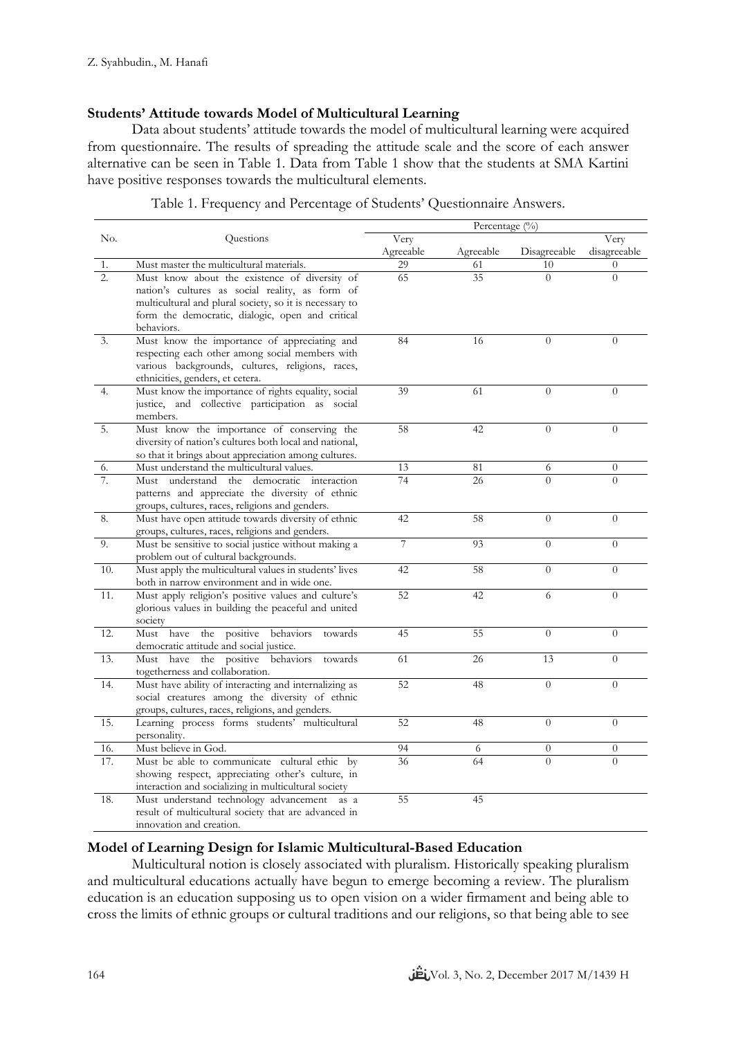### Students' Attitude towards Model of Multicultural Learning

Data about students' attitude towards the model of multicultural learning were acquired from questionnaire. The results of spreading the attitude scale and the score of each answer alternative can be seen in Table 1. Data from Table 1 show that the students at SMA Kartini have positive responses towards the multicultural elements.

Table 1. Frequency and Percentage of Students' Questionnaire Answers.

| No. | Questions | Percentage (%) | | | |
|---|---|---|---|---|---|
| | | Very Agreeable | Agreeable | Disagreeable | Very disagreeable |
| 1. | Must master the multicultural materials. | 29 | 61 | 10 | 0 |
| 2. | Must know about the existence of diversity of nation's cultures as social reality, as form of multicultural and plural society, so it is necessary to form the democratic, dialogic, open and critical behaviors. | 65 | 35 | 0 | 0 |
| 3. | Must know the importance of appreciating and respecting each other among social members with various backgrounds, cultures, religions, races, ethnicities, genders, et cetera. | 84 | 16 | 0 | 0 |
| 4. | Must know the importance of rights equality, social justice, and collective participation as social members. | 39 | 61 | 0 | 0 |
| 5. | Must know the importance of conserving the diversity of nation's cultures both local and national, so that it brings about appreciation among cultures. | 58 | 42 | 0 | 0 |
| 6. | Must understand the multicultural values. | 13 | 81 | 6 | 0 |
| 7. | Must understand the democratic interaction patterns and appreciate the diversity of ethnic groups, cultures, races, religions and genders. | 74 | 26 | 0 | 0 |
| 8. | Must have open attitude towards diversity of ethnic groups, cultures, races, religions and genders. | 42 | 58 | 0 | 0 |
| 9. | Must be sensitive to social justice without making a problem out of cultural backgrounds. | 7 | 93 | 0 | 0 |
| 10. | Must apply the multicultural values in students' lives both in narrow environment and in wide one. | 42 | 58 | 0 | 0 |
| 11. | Must apply religion's positive values and culture's glorious values in building the peaceful and united society | 52 | 42 | 6 | 0 |
| 12. | Must have the positive behaviors towards democratic attitude and social justice. | 45 | 55 | 0 | 0 |
| 13. | Must have the positive behaviors towards togetherness and collaboration. | 61 | 26 | 13 | 0 |
| 14. | Must have ability of interacting and internalizing as social creatures among the diversity of ethnic groups, cultures, races, religions, and genders. | 52 | 48 | 0 | 0 |
| 15. | Learning process forms students' multicultural personality. | 52 | 48 | 0 | 0 |
| 16. | Must believe in God. | 94 | 6 | 0 | 0 |
| 17. | Must be able to communicate cultural ethic by showing respect, appreciating other's culture, in interaction and socializing in multicultural society | 36 | 64 | 0 | 0 |
| 18. | Must understand technology advancement as a result of multicultural society that are advanced in innovation and creation. | 55 | 45 | | |

### Model of Learning Design for Islamic Multicultural-Based Education

Multicultural notion is closely associated with pluralism. Historically speaking pluralism and multicultural educations actually have begun to emerge becoming a review. The pluralism education is an education supposing us to open vision on a wider firmament and being able to cross the limits of ethnic groups or cultural traditions and our religions, so that being able to see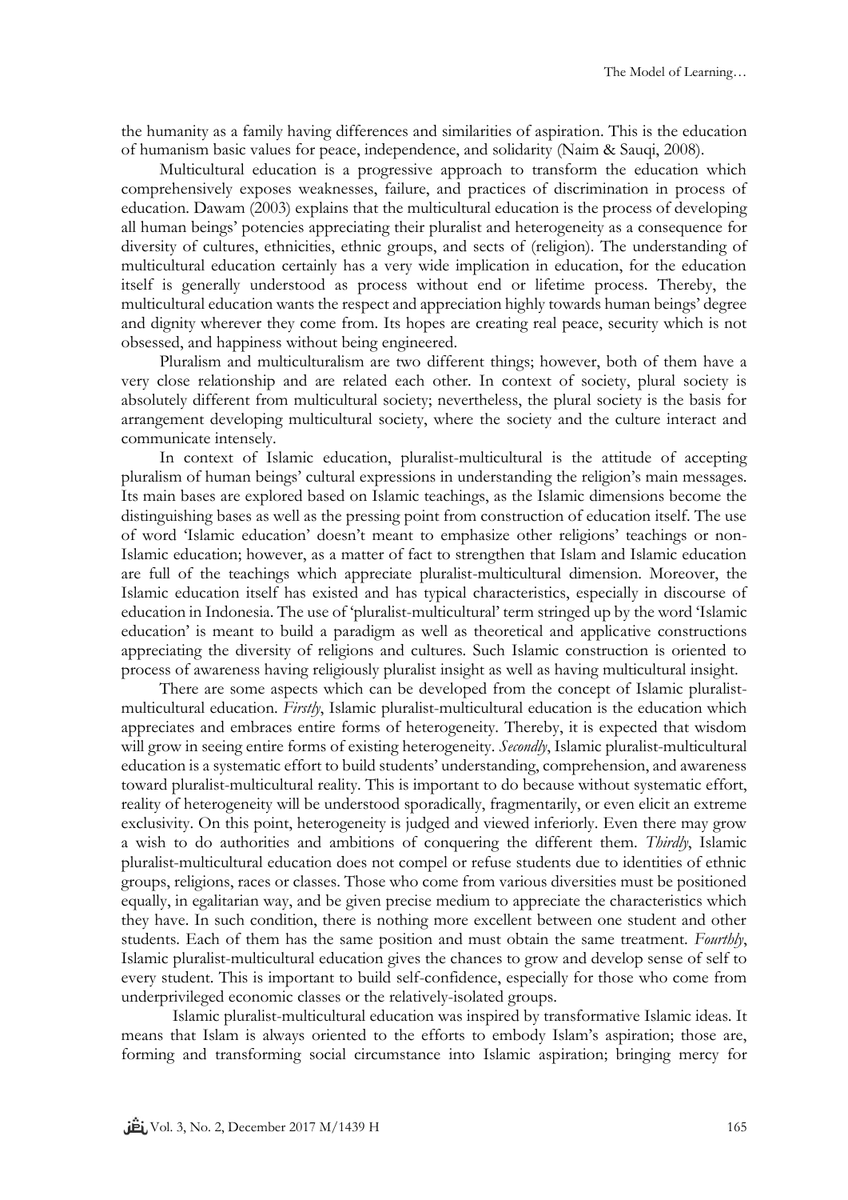the humanity as a family having differences and similarities of aspiration. This is the education of humanism basic values for peace, independence, and solidarity (Naim & Sauqi, 2008).

Multicultural education is a progressive approach to transform the education which comprehensively exposes weaknesses, failure, and practices of discrimination in process of education. Dawam (2003) explains that the multicultural education is the process of developing all human beings' potencies appreciating their pluralist and heterogeneity as a consequence for diversity of cultures, ethnicities, ethnic groups, and sects of (religion). The understanding of multicultural education certainly has a very wide implication in education, for the education itself is generally understood as process without end or lifetime process. Thereby, the multicultural education wants the respect and appreciation highly towards human beings' degree and dignity wherever they come from. Its hopes are creating real peace, security which is not obsessed, and happiness without being engineered.

Pluralism and multiculturalism are two different things; however, both of them have a very close relationship and are related each other. In context of society, plural society is absolutely different from multicultural society; nevertheless, the plural society is the basis for arrangement developing multicultural society, where the society and the culture interact and communicate intensely.

In context of Islamic education, pluralist-multicultural is the attitude of accepting pluralism of human beings' cultural expressions in understanding the religion's main messages. Its main bases are explored based on Islamic teachings, as the Islamic dimensions become the distinguishing bases as well as the pressing point from construction of education itself. The use of word 'Islamic education' doesn't meant to emphasize other religions' teachings or non-Islamic education; however, as a matter of fact to strengthen that Islam and Islamic education are full of the teachings which appreciate pluralist-multicultural dimension. Moreover, the Islamic education itself has existed and has typical characteristics, especially in discourse of education in Indonesia. The use of 'pluralist-multicultural' term stringed up by the word 'Islamic education' is meant to build a paradigm as well as theoretical and applicative constructions appreciating the diversity of religions and cultures. Such Islamic construction is oriented to process of awareness having religiously pluralist insight as well as having multicultural insight.

There are some aspects which can be developed from the concept of Islamic pluralist-multicultural education. *Firstly*, Islamic pluralist-multicultural education is the education which appreciates and embraces entire forms of heterogeneity. Thereby, it is expected that wisdom will grow in seeing entire forms of existing heterogeneity. *Secondly*, Islamic pluralist-multicultural education is a systematic effort to build students' understanding, comprehension, and awareness toward pluralist-multicultural reality. This is important to do because without systematic effort, reality of heterogeneity will be understood sporadically, fragmentarily, or even elicit an extreme exclusivity. On this point, heterogeneity is judged and viewed inferiorly. Even there may grow a wish to do authorities and ambitions of conquering the different them. *Thirdly*, Islamic pluralist-multicultural education does not compel or refuse students due to identities of ethnic groups, religions, races or classes. Those who come from various diversities must be positioned equally, in egalitarian way, and be given precise medium to appreciate the characteristics which they have. In such condition, there is nothing more excellent between one student and other students. Each of them has the same position and must obtain the same treatment. *Fourthly*, Islamic pluralist-multicultural education gives the chances to grow and develop sense of self to every student. This is important to build self-confidence, especially for those who come from underprivileged economic classes or the relatively-isolated groups.

Islamic pluralist-multicultural education was inspired by transformative Islamic ideas. It means that Islam is always oriented to the efforts to embody Islam's aspiration; those are, forming and transforming social circumstance into Islamic aspiration; bringing mercy for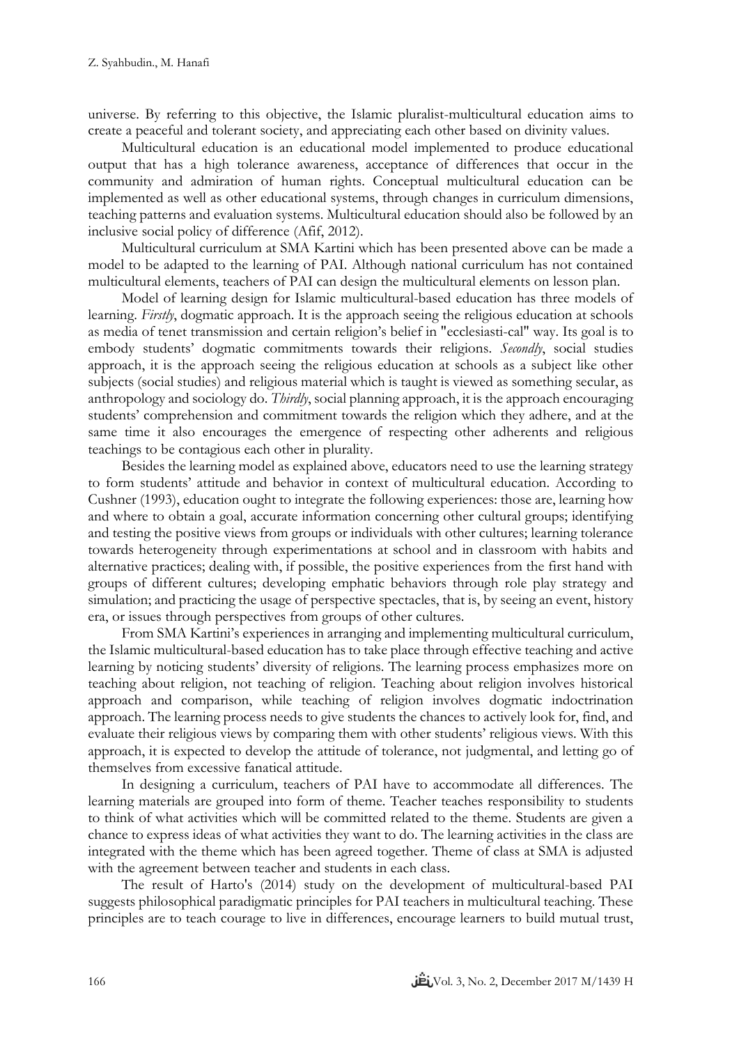universe. By referring to this objective, the Islamic pluralist-multicultural education aims to create a peaceful and tolerant society, and appreciating each other based on divinity values.

Multicultural education is an educational model implemented to produce educational output that has a high tolerance awareness, acceptance of differences that occur in the community and admiration of human rights. Conceptual multicultural education can be implemented as well as other educational systems, through changes in curriculum dimensions, teaching patterns and evaluation systems. Multicultural education should also be followed by an inclusive social policy of difference (Afif, 2012).

Multicultural curriculum at SMA Kartini which has been presented above can be made a model to be adapted to the learning of PAI. Although national curriculum has not contained multicultural elements, teachers of PAI can design the multicultural elements on lesson plan.

Model of learning design for Islamic multicultural-based education has three models of learning. *Firstly*, dogmatic approach. It is the approach seeing the religious education at schools as media of tenet transmission and certain religion's belief in "ecclesiasti-cal" way. Its goal is to embody students' dogmatic commitments towards their religions. *Secondly*, social studies approach, it is the approach seeing the religious education at schools as a subject like other subjects (social studies) and religious material which is taught is viewed as something secular, as anthropology and sociology do. *Thirdly*, social planning approach, it is the approach encouraging students' comprehension and commitment towards the religion which they adhere, and at the same time it also encourages the emergence of respecting other adherents and religious teachings to be contagious each other in plurality.

Besides the learning model as explained above, educators need to use the learning strategy to form students' attitude and behavior in context of multicultural education. According to Cushner (1993), education ought to integrate the following experiences: those are, learning how and where to obtain a goal, accurate information concerning other cultural groups; identifying and testing the positive views from groups or individuals with other cultures; learning tolerance towards heterogeneity through experimentations at school and in classroom with habits and alternative practices; dealing with, if possible, the positive experiences from the first hand with groups of different cultures; developing emphatic behaviors through role play strategy and simulation; and practicing the usage of perspective spectacles, that is, by seeing an event, history era, or issues through perspectives from groups of other cultures.

From SMA Kartini's experiences in arranging and implementing multicultural curriculum, the Islamic multicultural-based education has to take place through effective teaching and active learning by noticing students' diversity of religions. The learning process emphasizes more on teaching about religion, not teaching of religion. Teaching about religion involves historical approach and comparison, while teaching of religion involves dogmatic indoctrination approach. The learning process needs to give students the chances to actively look for, find, and evaluate their religious views by comparing them with other students' religious views. With this approach, it is expected to develop the attitude of tolerance, not judgmental, and letting go of themselves from excessive fanatical attitude.

In designing a curriculum, teachers of PAI have to accommodate all differences. The learning materials are grouped into form of theme. Teacher teaches responsibility to students to think of what activities which will be committed related to the theme. Students are given a chance to express ideas of what activities they want to do. The learning activities in the class are integrated with the theme which has been agreed together. Theme of class at SMA is adjusted with the agreement between teacher and students in each class.

The result of Harto's (2014) study on the development of multicultural-based PAI suggests philosophical paradigmatic principles for PAI teachers in multicultural teaching. These principles are to teach courage to live in differences, encourage learners to build mutual trust,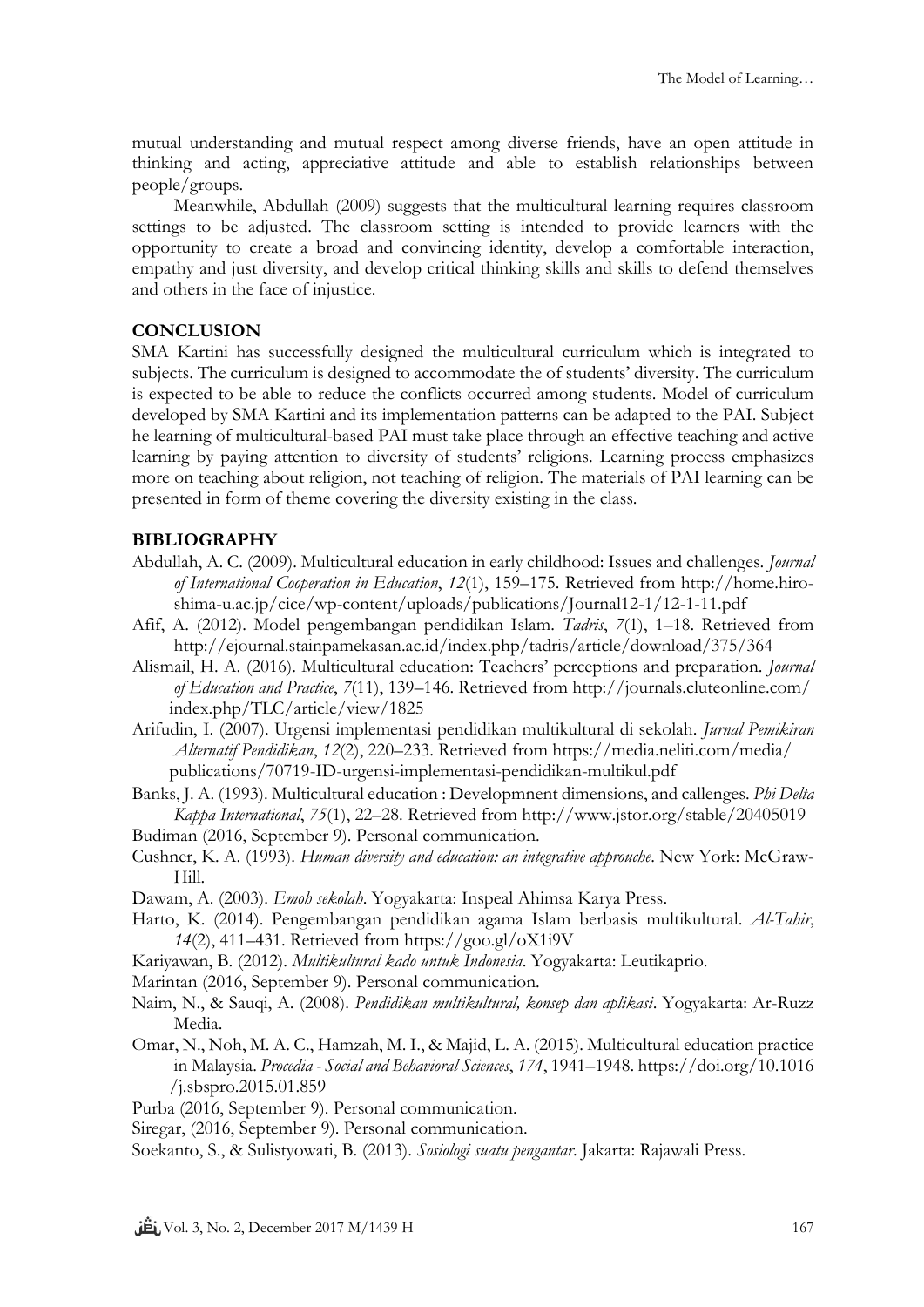mutual understanding and mutual respect among diverse friends, have an open attitude in thinking and acting, appreciative attitude and able to establish relationships between people/groups.

Meanwhile, Abdullah (2009) suggests that the multicultural learning requires classroom settings to be adjusted. The classroom setting is intended to provide learners with the opportunity to create a broad and convincing identity, develop a comfortable interaction, empathy and just diversity, and develop critical thinking skills and skills to defend themselves and others in the face of injustice.

## CONCLUSION

SMA Kartini has successfully designed the multicultural curriculum which is integrated to subjects. The curriculum is designed to accommodate the of students' diversity. The curriculum is expected to be able to reduce the conflicts occurred among students. Model of curriculum developed by SMA Kartini and its implementation patterns can be adapted to the PAI. Subject he learning of multicultural-based PAI must take place through an effective teaching and active learning by paying attention to diversity of students' religions. Learning process emphasizes more on teaching about religion, not teaching of religion. The materials of PAI learning can be presented in form of theme covering the diversity existing in the class.

## BIBLIOGRAPHY

Abdullah, A. C. (2009). Multicultural education in early childhood: Issues and challenges. *Journal of International Cooperation in Education*, *12*(1), 159–175. Retrieved from http://home.hiroshima-u.ac.jp/cice/wp-content/uploads/publications/Journal12-1/12-1-11.pdf

Afif, A. (2012). Model pengembangan pendidikan Islam. *Tadris*, *7*(1), 1–18. Retrieved from http://ejournal.stainpamekasan.ac.id/index.php/tadris/article/download/375/364

Alismail, H. A. (2016). Multicultural education: Teachers' perceptions and preparation. *Journal of Education and Practice*, *7*(11), 139–146. Retrieved from http://journals.cluteonline.com/index.php/TLC/article/view/1825

Arifudin, I. (2007). Urgensi implementasi pendidikan multikultural di sekolah. *Jurnal Pemikiran Alternatif Pendidikan*, *12*(2), 220–233. Retrieved from https://media.neliti.com/media/publications/70719-ID-urgensi-implementasi-pendidikan-multikul.pdf

Banks, J. A. (1993). Multicultural education : Developmnent dimensions, and callenges. *Phi Delta Kappa International*, *75*(1), 22–28. Retrieved from http://www.jstor.org/stable/20405019

Budiman (2016, September 9). Personal communication.

Cushner, K. A. (1993). *Human diversity and education: an integrative approuche*. New York: McGraw-Hill.

Dawam, A. (2003). *Emoh sekolah*. Yogyakarta: Inspeal Ahimsa Karya Press.

Harto, K. (2014). Pengembangan pendidikan agama Islam berbasis multikultural. *Al-Tahir*, *14*(2), 411–431. Retrieved from https://goo.gl/oX1i9V

Kariyawan, B. (2012). *Multikultural kado untuk Indonesia*. Yogyakarta: Leutikaprio.

Marintan (2016, September 9). Personal communication.

Naim, N., & Sauqi, A. (2008). *Pendidikan multikultural, konsep dan aplikasi*. Yogyakarta: Ar-Ruzz Media.

Omar, N., Noh, M. A. C., Hamzah, M. I., & Majid, L. A. (2015). Multicultural education practice in Malaysia. *Procedia - Social and Behavioral Sciences*, *174*, 1941–1948. https://doi.org/10.1016/j.sbspro.2015.01.859

Purba (2016, September 9). Personal communication.

Siregar, (2016, September 9). Personal communication.

Soekanto, S., & Sulistyowati, B. (2013). *Sosiologi suatu pengantar*. Jakarta: Rajawali Press.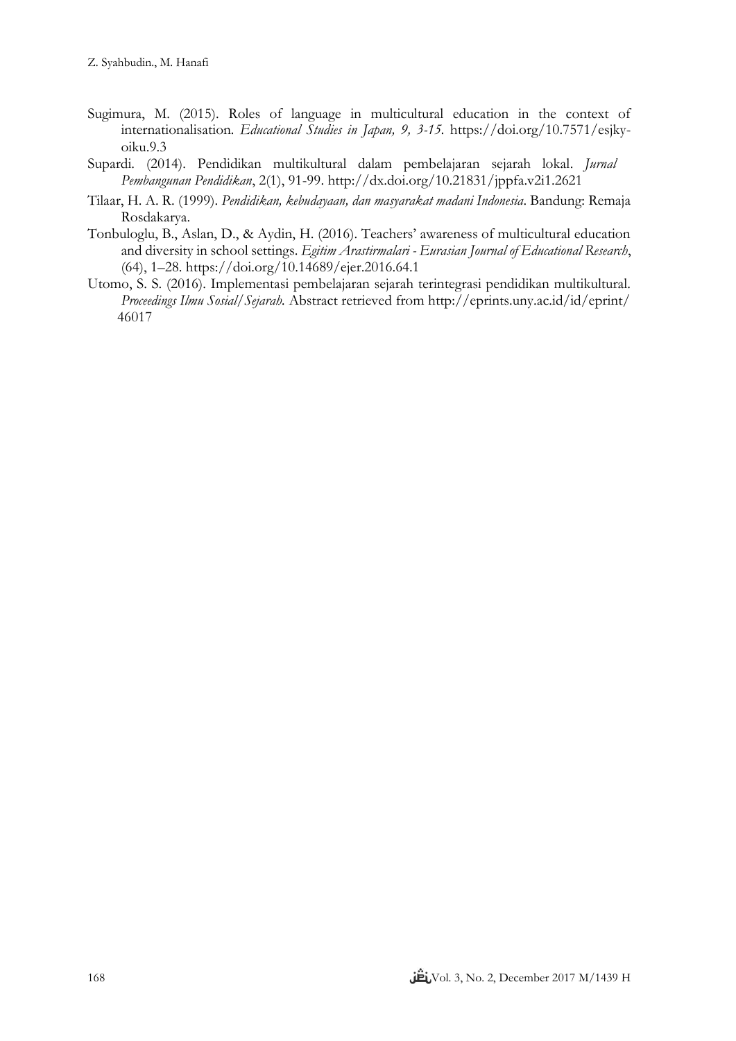Sugimura, M. (2015). Roles of language in multicultural education in the context of internationalisation. *Educational Studies in Japan, 9, 3-15.* https://doi.org/10.7571/esjkyoiku.9.3

Supardi. (2014). Pendidikan multikultural dalam pembelajaran sejarah lokal. *Jurnal Pembangunan Pendidikan*, 2(1), 91-99. http://dx.doi.org/10.21831/jppfa.v2i1.2621

Tilaar, H. A. R. (1999). *Pendidikan, kebudayaan, dan masyarakat madani Indonesia*. Bandung: Remaja Rosdakarya.

Tonbuloglu, B., Aslan, D., & Aydin, H. (2016). Teachers' awareness of multicultural education and diversity in school settings. *Egitim Arastirmalari - Eurasian Journal of Educational Research*, (64), 1–28. https://doi.org/10.14689/ejer.2016.64.1

Utomo, S. S. (2016). Implementasi pembelajaran sejarah terintegrasi pendidikan multikultural. *Proceedings Ilmu Sosial/Sejarah.* Abstract retrieved from http://eprints.uny.ac.id/id/eprint/46017